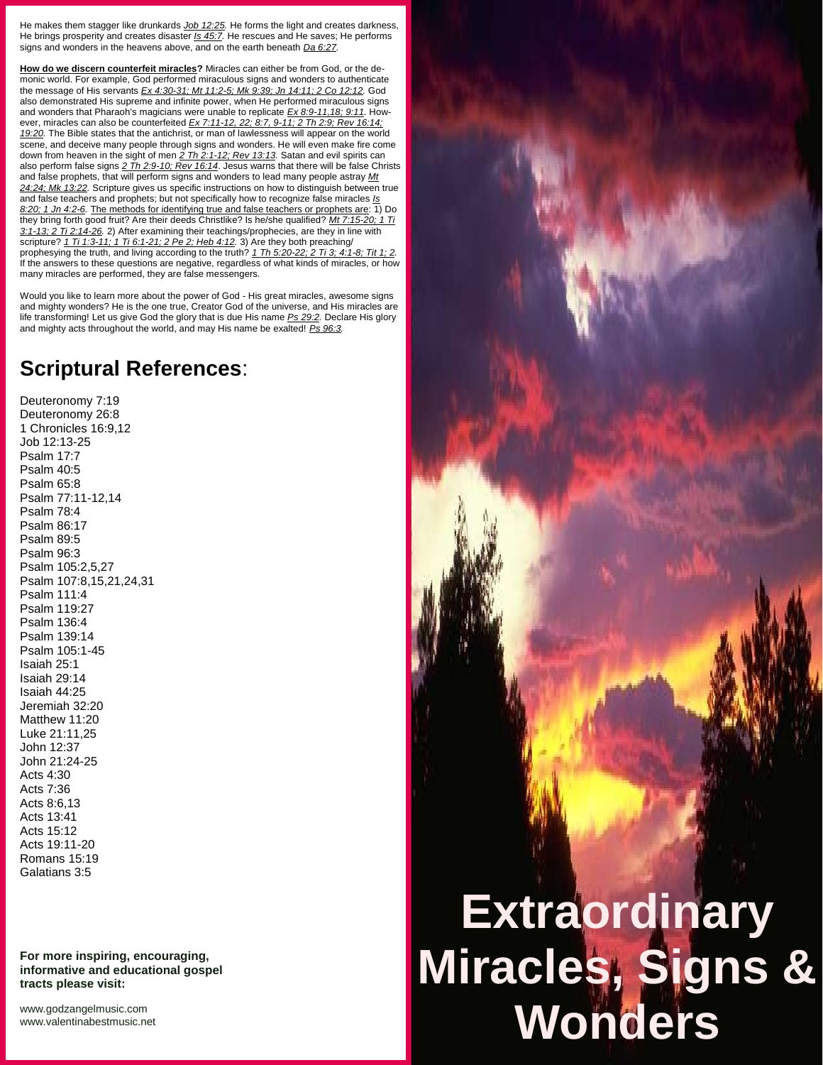He makes them stagger like drunkards *Job 12:25*. He forms the light and creates darkness, He brings prosperity and creates disaster *Is 45:7*. He rescues and He saves; He performs signs and wonders in the heavens above, and on the earth beneath *Da 6:27*.

**How do we discern counterfeit miracles?** Miracles can either be from God, or the demonic world. For example, God performed miraculous signs and wonders to authenticate the message of His servants *Ex 4:30-31; Mt 11:2-5; Mk 9:39; Jn 14:11; 2 Co 12:12*. God also demonstrated His supreme and infinite power, when He performed miraculous signs and wonders that Pharaoh's magicians were unable to replicate *Ex 8:9-11,18; 9:11*. However, miracles can also be counterfeited *Ex 7:11-12, 22; 8:7, 9-11; 2 Th 2:9; Rev 16:14; 19:20*. The Bible states that the antichrist, or man of lawlessness will appear on the world scene, and deceive many people through signs and wonders. He will even make fire come down from heaven in the sight of men *2 Th 2:1-12; Rev 13:13*. Satan and evil spirits can also perform false signs *2 Th 2:9-10; Rev 16:14*. Jesus warns that there will be false Christs and false prophets, that will perform signs and wonders to lead many people astray *Mt 24:24; Mk 13:22*. Scripture gives us specific instructions on how to distinguish between true and false teachers and prophets; but not specifically how to recognize false miracles *Is 8:20; 1 Jn 4:2-6*. The methods for identifying true and false teachers or prophets are: 1) Do they bring forth good fruit? Are their deeds Christlike? Is he/she qualified? *Mt 7:15-20; 1 Ti 3:1-13; 2 Ti 2:14-26*. 2) After examining their teachings/prophecies, are they in line with scripture? *1 Ti 1:3-11; 1 Ti 6:1-21; 2 Pe 2; Heb 4:12*. 3) Are they both preaching/prophesying the truth, and living according to the truth? *1 Th 5:20-22; 2 Ti 3; 4:1-8; Tit 1; 2*. If the answers to these questions are negative, regardless of what kinds of miracles, or how many miracles are performed, they are false messengers.

Would you like to learn more about the power of God - His great miracles, awesome signs and mighty wonders? He is the one true, Creator God of the universe, and His miracles are life transforming! Let us give God the glory that is due His name *Ps 29:2*. Declare His glory and mighty acts throughout the world, and may His name be exalted! *Ps 96:3*.

## Scriptural References:

Deuteronomy 7:19
Deuteronomy 26:8
1 Chronicles 16:9,12
Job 12:13-25
Psalm 17:7
Psalm 40:5
Psalm 65:8
Psalm 77:11-12,14
Psalm 78:4
Psalm 86:17
Psalm 89:5
Psalm 96:3
Psalm 105:2,5,27
Psalm 107:8,15,21,24,31
Psalm 111:4
Psalm 119:27
Psalm 136:4
Psalm 139:14
Psalm 105:1-45
Isaiah 25:1
Isaiah 29:14
Isaiah 44:25
Jeremiah 32:20
Matthew 11:20
Luke 21:11,25
John 12:37
John 21:24-25
Acts 4:30
Acts 7:36
Acts 8:6,13
Acts 13:41
Acts 15:12
Acts 19:11-20
Romans 15:19
Galatians 3:5

**For more inspiring, encouraging, informative and educational gospel tracts please visit:**

www.godzangelmusic.com
www.valentinabestmusic.net

# Extraordinary Miracles, Signs & Wonders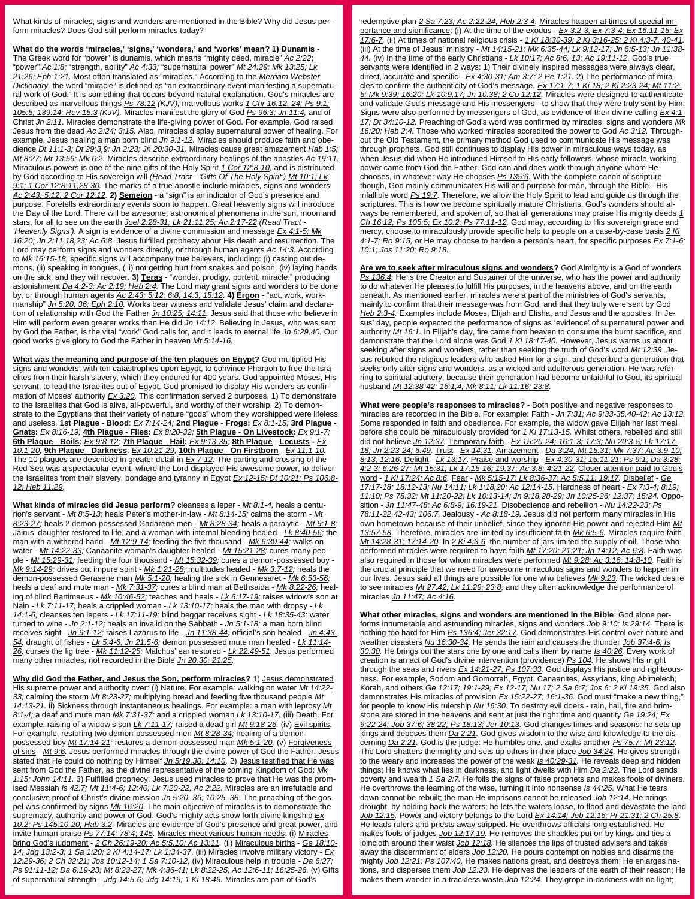What kinds of miracles, signs and wonders are mentioned in the Bible? Why did Jesus perform miracles? Does God still perform miracles today?

**What do the words 'miracles,' 'signs,' 'wonders,' and 'works' mean? 1) Dunamis** - The Greek word for "power" is dunamis, which means "mighty deed, miracle" Ac 2:22; "power" Ac 1:8; "strength, ability" Ac 4:33; "supernatural power" Mt 24:29; Mk 13:25; Lk 21:26; Eph 1:21. Most often translated as "miracles." According to the *Merriam Webster Dictionary*, the word "miracle" is defined as "an extraordinary event manifesting a supernatural work of God." It is something that occurs beyond natural explanation. God's miracles are described as marvellous things Ps 78:12 (KJV); marvellous works 1 Chr 16:12, 24; Ps 9:1; 105:5; 139:14; Rev 15:3 (KJV). Miracles manifest the glory of God Ps 96:3; Jn 11:4, and of Christ Jn 2:11. Miracles demonstrate the life-giving power of God. For example, God raised Jesus from the dead Ac 2:24; 3:15. Also, miracles display supernatural power of healing. For example, Jesus healing a man born blind Jn 9:1-12. Miracles should produce faith and obedience Dt 11:1-3; Dt 29:3,9; Jn 2:23; Jn 20:30-31. Miracles cause great amazement Hab 1:5; Mt 8:27; Mt 13:56; Mk 6:2. Miracles describe extraordinary healings of the apostles Ac 19:11. Miraculous powers is one of the nine gifts of the Holy Spirit 1 Cor 12:8-10, and is distributed by God according to His sovereign will *(Read Tract - 'Gifts Of The Holy Spirit')* Mt 10:1; Lk 9:1; 1 Cor 12:8-11,28-30. The marks of a true apostle include miracles, signs and wonders Ac 2:43; 5:12; 2 Cor 12:12. **2) Semeion** - a "sign" is an indicator of God's presence and purpose. Foretells extraordinary events soon to happen. Great heavenly signs will introduce the Day of the Lord. There will be awesome, astronomical phenomena in the sun, moon and stars, for all to see on the earth Joel 2:28-31; Lk 21:11,25; Ac 2:17-22 *(Read Tract - 'Heavenly Signs')*. A sign is evidence of a divine commission and message Ex 4:1-5; Mk 16:20; Jn 2:11,18,23; Ac 6:8. Jesus fulfilled prophecy about His death and resurrection. The Lord may perform signs and wonders directly, or through human agents Ac 14:3. According to Mk 16:15-18, specific signs will accompany true believers, including: (i) casting out demons, (ii) speaking in tongues, (iii) not getting hurt from snakes and poison, (iv) laying hands on the sick, and they will recover. **3) Teras** - "wonder, prodigy, portent, miracle;" producing astonishment Da 4:2-3; Ac 2:19; Heb 2:4. The Lord may grant signs and wonders to be done by, or through human agents Ac 2:43; 5:12; 6:8; 14:3; 15:12. **4) Ergon** - "act, work, workmanship" Jn 5:20, 36; Eph 2:10. Works bear witness and validate Jesus' claim and declaration of relationship with God the Father Jn 10:25; 14:11. Jesus said that those who believe in Him will perform even greater works than He did Jn 14:12. Believing in Jesus, who was sent by God the Father, is the vital "work" God calls for, and it leads to eternal life Jn 6:29,40. Our good works give glory to God the Father in heaven Mt 5:14-16.

**What was the meaning and purpose of the ten plagues on Egypt?** God multiplied His signs and wonders, with ten catastrophes upon Egypt, to convince Pharaoh to free the Israelites from their harsh slavery, which they endured for 400 years. God appointed Moses, His servant, to lead the Israelites out of Egypt. God promised to display His wonders as confirmation of Moses' authority Ex 3:20. This confirmation served 2 purposes. 1) To demonstrate to the Israelites that God is alive, all-powerful, and worthy of their worship. 2) To demonstrate to the Egyptians that their variety of nature "gods" whom they worshipped were lifeless and useless. **1st Plague - Blood**: *Ex 7:14-24;* **2nd Plague - Frogs:** *Ex 8:1-15;* **3rd Plague - Gnats:** *Ex 8:16-19;* **4th Plague - Flies:** *Ex 8:20-32;* **5th Plague - On Livestock:** *Ex 9:1-7;* **6th Plague - Boils:** *Ex 9:8-12;* **7th Plague - Hail:** *Ex 9:13-35;* **8th Plague - Locusts** - *Ex 10:1-20;* **9th Plague - Darkness**: *Ex 10:21-29;* **10th Plague - On Firstborn** - *Ex 11:1-10.* The 10 plagues are described in greater detail in Ex 7-12. The parting and crossing of the Red Sea was a spectacular event, where the Lord displayed His awesome power, to deliver the Israelites from their slavery, bondage and tyranny in Egypt Ex 12-15; Dt 10:21; Ps 106:8-12; Heb 11:29.

**What kinds of miracles did Jesus perform?** cleanses a leper - Mt 8:1-4; heals a centurion's servant - Mt 8:5-13; heals Peter's mother-in-law - Mt 8:14-15; calms the storm - Mt 8:23-27; heals 2 demon-possessed Gadarene men - Mt 8:28-34; heals a paralytic - Mt 9:1-8; Jairus' daughter restored to life, and a woman with internal bleeding healed - Lk 8:40-56; the man with a withered hand - Mt 12:9-14; feeding the five thousand - Mk 6:30-44; walks on water - Mt 14:22-33; Canaanite woman's daughter healed - Mt 15:21-28; cures many people - Mt 15:29-31; feeding the four thousand - Mt 15:32-39; cures a demon-possessed boy - Mk 9:14-29; drives out impure spirit - Mk 1:21-28; multitudes healed - Mk 3:7-12; heals the demon-possessed Gerasene man Mk 5:1-20; healing the sick in Gennesaret - Mk 6:53-56; heals a deaf and mute man - Mk 7:31-37; cures a blind man at Bethsaida - Mk 8:22-26; healing of blind Bartimaeus - Mk 10:46-52; teaches and heals - Lk 6:17-19; raises widow's son at Nain - Lk 7:11-17; heals a crippled woman - Lk 13:10-17; heals the man with dropsy - Lk 14:1-6; cleanses ten lepers - Lk 17:11-19; blind beggar receives sight - Lk 18:35-43; water turned to wine - Jn 2:1-12; heals an invalid on the Sabbath - Jn 5:1-18; a man born blind receives sight - Jn 9:1-12; raises Lazarus to life - Jn 11:38-44; official's son healed - Jn 4:43-54; draught of fishes - Lk 5:4-6; Jn 21:5-6; demon possessed mute man healed - Lk 11:14-26; curses the fig tree - Mk 11:12-25; Malchus' ear restored - Lk 22:49-51. Jesus performed many other miracles, not recorded in the Bible Jn 20:30; 21:25.

**Why did God the Father, and Jesus the Son, perform miracles?** 1) Jesus demonstrated His supreme power and authority over: (i) Nature. For example: walking on water Mt 14:22-33; calming the storm Mt 8:23-27; multiplying bread and feeding five thousand people Mt 14:13-21. ii) Sickness through instantaneous healings. For example: a man with leprosy Mt 8:1-4; a deaf and mute man Mk 7:31-37; and a crippled woman Lk 13:10-17. (iii) Death. For example: raising of a widow's son Lk 7:11-17; raised a dead girl Mt 9:18-26. (iv) Evil spirits. For example, restoring two demon-possessed men Mt 8:28-34; healing of a demon-possessed boy Mt 17:14-21; restores a demon-possessed man Mk 5:1-20. (v) Forgiveness of sins - Mt 9:6. Jesus performed miracles through the divine power of God the Father. Jesus stated that He could do nothing by Himself Jn 5:19,30; 14:10. 2) Jesus testified that He was sent from God the Father, as the divine representative of the coming Kingdom of God: Mk 1:15; John 14:11. 3) Fulfilled prophecy: Jesus used miracles to prove that He was the promised Messiah Is 42:7; Mt 11:4-6; 12:40; Lk 7:20-22; Ac 2:22. Miracles are an irrefutable and conclusive proof of Christ's divine mission Jn 5:20, 36; 10:25, 38. The preaching of the gospel was confirmed by signs Mk 16:20. The main objective of miracles is to demonstrate the supremacy, authority and power of God. God's mighty acts show forth divine kingship Ex 10:2; Ps 145:10-20; Hab 3:2. Miracles are evidence of God's presence and great power, and invite human praise Ps 77:14; 78:4; 145. Miracles meet various human needs: (i) Miracles bring God's judgment - 2 Ch 26:19-20; Ac 5:5,10; Ac 13:11. (ii) Miraculous births - Ge 18:10-14; Jdg 13:2-3; 1 Sa 1:20; 2 Ki 4:14-17; Lk 1:34-37. (iii) Miracles involve military victory - Ex 12:29-36; 2 Ch 32:21; Jos 10:12-14; 1 Sa 7:10-12. (iv) Miraculous help in trouble - Da 6:27; Ps 91:11-12; Da 6:19-23; Mt 8:23-27; Mk 4:36-41; Lk 8:22-25; Ac 12:6-11; 16:25-26. (v) Gifts of supernatural strength - Jdg 14:5-6; Jdg 14:19; 1 Ki 18:46. Miracles are part of God's redemptive plan 2 Sa 7:23; Ac 2:22-24; Heb 2:3-4. Miracles happen at times of special importance and significance: (i) At the time of the exodus - Ex 3:2-3; Ex 7:3-4; Ex 16:11-15; Ex 17:6-7. (ii) At times of national religious crisis - 1 Ki 18:30-39; 2 Ki 3:16-25; 2 Ki 4:3-7, 40-41. (iii) At the time of Jesus' ministry - Mt 14:15-21; Mk 6:35-44; Lk 9:12-17; Jn 6:5-13; Jn 11:38-44. (iv) In the time of the early Christians - Lk 10:17; Ac 8:6, 13; Ac 19:11-12. God's true servants were identified in 2 ways: 1) Their divinely inspired messages were always clear, direct, accurate and specific - Ex 4:30-31; Am 3:7; 2 Pe 1:21. 2) The performance of miracles to confirm the authenticity of God's message. Ex 17:1-7; 1 Ki 18; 2 Ki 2:23-24; Mt 11:2-5; Mk 9:39; 16:20; Lk 10:9,17; Jn 10:38; 2 Co 12:12. Miracles were designed to authenticate and validate God's message and His messengers - to show that they were truly sent by Him. Signs were also performed by messengers of God, as evidence of their divine calling Ex 4:1-17; Dt 34:10-12. Preaching of God's word was confirmed by miracles, signs and wonders Mk 16:20; Heb 2:4. Those who worked miracles accredited the power to God Ac 3:12. Throughout the Old Testament, the primary method God used to communicate His message was through prophets. God still continues to display His power in miraculous ways today, as when Jesus did when He introduced Himself to His early followers, whose miracle-working power came from God the Father. God can and does work through anyone whom He chooses, in whatever way He chooses Ps 135:6. With the complete canon of scripture though, God mainly communicates His will and purpose for man, through the Bible - His infallible word Ps 19:7. Therefore, we allow the Holy Spirit to lead and guide us through the scriptures. This is how we become spiritually mature Christians. God's wonders should always be remembered, and spoken of, so that all generations may praise His mighty deeds 1 Ch 16:12; Ps 105:5; Ex 10:2; Ps 77:11-12. God may, according to His sovereign grace and mercy, choose to miraculously provide specific help to people on a case-by-case basis 2 Ki 4:1-7; Ro 9:15, or He may choose to harden a person's heart, for specific purposes Ex 7:1-6; 10:1; Jos 11:20; Ro 9:18.

**Are we to seek after miraculous signs and wonders?** God Almighty is a God of wonders Ps 136:4. He is the Creator and Sustainer of the universe, who has the power and authority to do whatever He pleases to fulfill His purposes, in the heavens above, and on the earth beneath. As mentioned earlier, miracles were a part of the ministries of God's servants, mainly to confirm that their message was from God, and that they truly were sent by God Heb 2:3-4. Examples include Moses, Elijah and Elisha, and Jesus and the apostles. In Jesus' day, people expected the performance of signs as 'evidence' of supernatural power and authority Mt 16:1. In Elijah's day, fire came from heaven to consume the burnt sacrifice, and demonstrate that the Lord alone was God 1 Ki 18:17-40. However, Jesus warns us about seeking after signs and wonders, rather than seeking the truth of God's word Mt 12:39. Jesus rebuked the religious leaders who asked Him for a sign, and described a generation that seeks only after signs and wonders, as a wicked and adulterous generation. He was referring to spiritual adultery, because their generation had become unfaithful to God, its spiritual husband Mt 12:38-42; 16:1,4; Mk 8:11; Lk 11:16; 23:8.

**What were people's responses to miracles?** - Both positive and negative responses to miracles are recorded in the Bible. For example: Faith - Jn 7:31; Ac 9:33-35,40-42; Ac 13:12. Some responded in faith and obedience. For example, the widow gave Elijah her last meal before she could be miraculously provided for 1 Ki 17:13-15. Whilst others, rebelled and still did not believe Jn 12:37. Temporary faith - Ex 15:20-24; 16:1-3; 17:3; Nu 20:3-5; Lk 17:17-18; Jn 2:23-24; 6:49. Trust - Ex 14:31. Amazement - Da 3:24; Mt 15:31; Mk 7:37; Ac 3:9-10; 8:13; 12:16. Delight - Lk 13:17. Praise and worship - Ex 4:30-31; 15:11,21; Ps 9:1; Da 3:28; 4:2-3; 6:26-27; Mt 15:31; Lk 17:15-16; 19:37; Ac 3:8; 4:21-22. Closer attention paid to God's word - 1 Ki 17:24; Ac 8:6. Fear - Mk 5:15-17; Lk 8:36-37; Ac 5:5,11; 19:17. Disbelief - Ge 17:17-18; 18:12-13; Nu 14:11; Lk 1:18,20; Ac 12:14-15. Hardness of heart - Ex 7:3-4; 8:19; 11:10; Ps 78:32; Mt 11:20-22; Lk 10:13-14; Jn 9:18,28-29; Jn 10:25-26; 12:37; 15:24. Opposition - Jn 11:47-48; Ac 6:8-9; 16:19-21. Disobedience and rebellion - Nu 14:22-23; Ps 78:11-22,42-43; 106:7. Jealousy - Ac 8:18-19. Jesus did not perform many miracles in His own hometown because of their unbelief, since they ignored His power and rejected Him Mt 13:57-58. Therefore, miracles are limited by insufficient faith Mk 6:5-6. Miracles require faith Mt 14:28-31; 17:14-20. In 2 Ki 4:3-6, the number of jars limited the supply of oil. Those who performed miracles were required to have faith Mt 17:20; 21:21; Jn 14:12; Ac 6:8. Faith was also required in those for whom miracles were performed Mt 9:28; Ac 3:16; 14:8-10. Faith is the crucial principle that we need for awesome miraculous signs and wonders to happen in our lives. Jesus said all things are possible for one who believes Mk 9:23. The wicked desire to see miracles Mt 27:42; Lk 11:29; 23:8, and they often acknowledge the performance of miracles Jn 11:47; Ac 4:16.

**What other miracles, signs and wonders are mentioned in the Bible**: God alone performs innumerable and astounding miracles, signs and wonders Job 9:10; Is 29:14. There is nothing too hard for Him Ps 136:4; Jer 32:17. God demonstrates His control over nature and weather disasters Nu 16:30-34. He sends the rain and causes the thunder Job 37:4-6; Is 30:30. He brings out the stars one by one and calls them by name Is 40:26. Every work of creation is an act of God's divine intervention (providence) Ps 104. He shows His might through the seas and rivers Ex 14:21-27; Ps 107:33. God displays His justice and righteousness. For example, Sodom and Gomorrah, Egypt, Canaanites, Assyrians, king Abimelech, Korah, and others Ge 12:17; 19:1-29; Ex 12-17; Nu 17; 2 Sa 6:7; Jos 6; 2 Ki 19:35. God also demonstrates His miracles of provision Ex 15:22-27; 16:1-36. God must "make a new thing," for people to know His rulership Nu 16:30. To destroy evil doers - rain, hail, fire and brimstone are stored in the heavens and sent at just the right time and quantity Ge 19:24; Ex 9:22-24; Job 37:6; 38:22; Ps 18:13; Jer 10:13. God changes times and seasons; he sets up kings and deposes them Da 2:21. God gives wisdom to the wise and knowledge to the discerning Da 2:21. God is the judge: He humbles one, and exalts another Ps 75:7; Mt 23:12. The Lord shatters the mighty and sets up others in their place Job 34:24. He gives strength to the weary and increases the power of the weak Is 40:29-31. He reveals deep and hidden things; He knows what lies in darkness, and light dwells with Him Da 2:22. The Lord sends poverty and wealth 1 Sa 2:7. He foils the signs of false prophets and makes fools of diviners. He overthrows the learning of the wise, turning it into nonsense Is 44:25. What He tears down cannot be rebuilt; the man He imprisons cannot be released Job 12:14. He brings drought, by holding back the waters; he lets the waters loose, to flood and devastate the land Job 12:15. Power and victory belongs to the Lord Ex 14:14; Job 12:16; Pr 21:31; 2 Ch 25:8. He leads rulers and priests away stripped. He overthrows officials long established. He makes fools of judges Job 12:17,19. He removes the shackles put on by kings and ties a loincloth around their waist Job 12:18. He silences the lips of trusted advisers and takes away the discernment of elders Job 12:20. He pours contempt on nobles and disarms the mighty Job 12:21; Ps 107:40. He makes nations great, and destroys them; He enlarges nations, and disperses them Job 12:23. He deprives the leaders of the earth of their reason; He makes them wander in a trackless waste Job 12:24. They grope in darkness with no light;